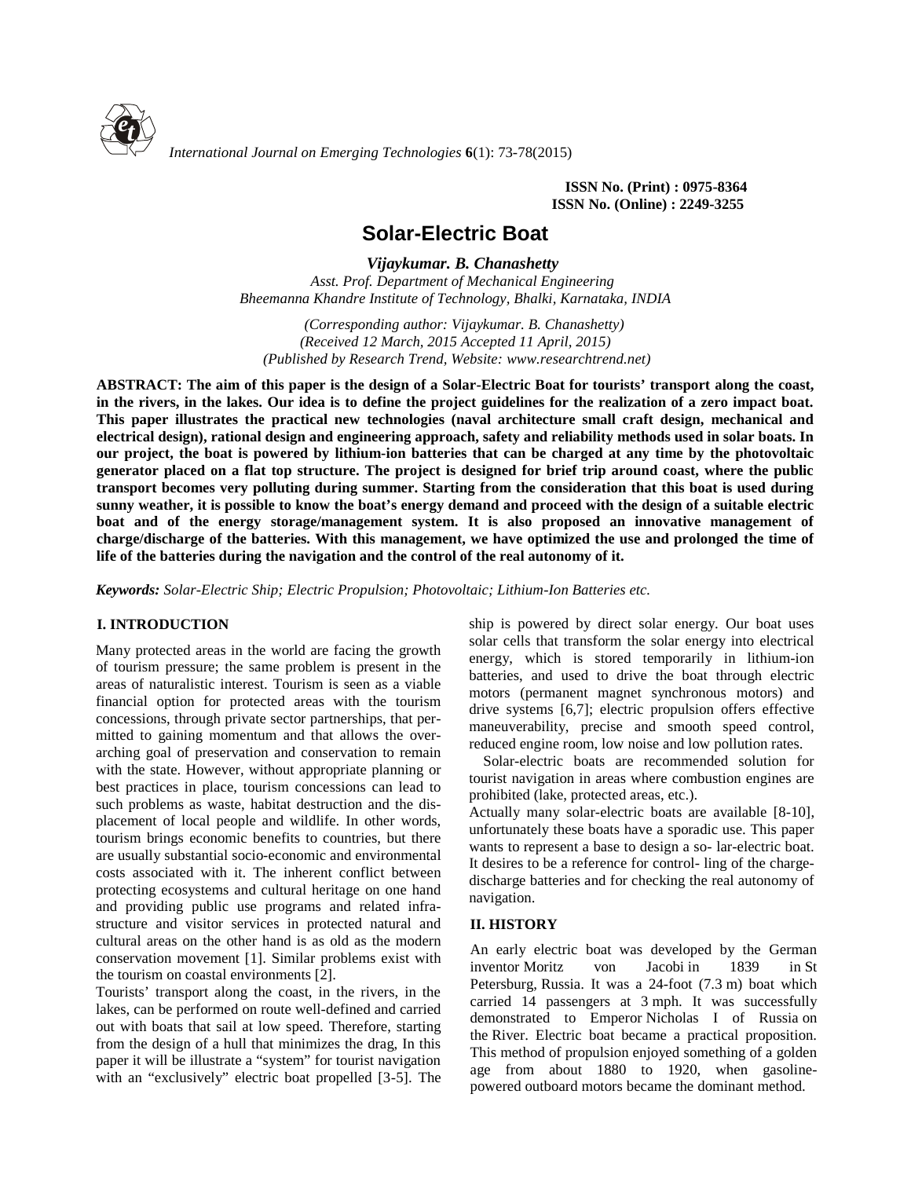ISSN No. (Print) : 0975-8364
ISSN No. (Online) : 2249-3255

# Solar-Electric Boat

***Vijaykumar. B. Chanashetty***

*Asst. Prof. Department of Mechanical Engineering*
*Bheemanna Khandre Institute of Technology, Bhalki, Karnataka, INDIA*

*(Corresponding author: Vijaykumar. B. Chanashetty)*
*(Received 12 March, 2015 Accepted 11 April, 2015)*
*(Published by Research Trend, Website: www.researchtrend.net)*

**ABSTRACT: The aim of this paper is the design of a Solar-Electric Boat for tourists' transport along the coast, in the rivers, in the lakes. Our idea is to define the project guidelines for the realization of a zero impact boat. This paper illustrates the practical new technologies (naval architecture small craft design, mechanical and electrical design), rational design and engineering approach, safety and reliability methods used in solar boats. In our project, the boat is powered by lithium-ion batteries that can be charged at any time by the photovoltaic generator placed on a flat top structure. The project is designed for brief trip around coast, where the public transport becomes very polluting during summer. Starting from the consideration that this boat is used during sunny weather, it is possible to know the boat's energy demand and proceed with the design of a suitable electric boat and of the energy storage/management system. It is also proposed an innovative management of charge/discharge of the batteries. With this management, we have optimized the use and prolonged the time of life of the batteries during the navigation and the control of the real autonomy of it.**

***Keywords:*** *Solar-Electric Ship; Electric Propulsion; Photovoltaic; Lithium-Ion Batteries etc.*

## I. INTRODUCTION

Many protected areas in the world are facing the growth of tourism pressure; the same problem is present in the areas of naturalistic interest. Tourism is seen as a viable financial option for protected areas with the tourism concessions, through private sector partnerships, that permitted to gaining momentum and that allows the overarching goal of preservation and conservation to remain with the state. However, without appropriate planning or best practices in place, tourism concessions can lead to such problems as waste, habitat destruction and the displacement of local people and wildlife. In other words, tourism brings economic benefits to countries, but there are usually substantial socio-economic and environmental costs associated with it. The inherent conflict between protecting ecosystems and cultural heritage on one hand and providing public use programs and related infrastructure and visitor services in protected natural and cultural areas on the other hand is as old as the modern conservation movement [1]. Similar problems exist with the tourism on coastal environments [2].

Tourists' transport along the coast, in the rivers, in the lakes, can be performed on route well-defined and carried out with boats that sail at low speed. Therefore, starting from the design of a hull that minimizes the drag, In this paper it will be illustrate a "system" for tourist navigation with an "exclusively" electric boat propelled [3-5]. The ship is powered by direct solar energy. Our boat uses solar cells that transform the solar energy into electrical energy, which is stored temporarily in lithium-ion batteries, and used to drive the boat through electric motors (permanent magnet synchronous motors) and drive systems [6,7]; electric propulsion offers effective maneuverability, precise and smooth speed control, reduced engine room, low noise and low pollution rates.

Solar-electric boats are recommended solution for tourist navigation in areas where combustion engines are prohibited (lake, protected areas, etc.).

Actually many solar-electric boats are available [8-10], unfortunately these boats have a sporadic use. This paper wants to represent a base to design a so- lar-electric boat. It desires to be a reference for control- ling of the charge-discharge batteries and for checking the real autonomy of navigation.

## II. HISTORY

An early electric boat was developed by the German inventor Moritz von Jacobi in 1839 in St Petersburg, Russia. It was a 24-foot (7.3 m) boat which carried 14 passengers at 3 mph. It was successfully demonstrated to Emperor Nicholas I of Russia on the River. Electric boat became a practical proposition. This method of propulsion enjoyed something of a golden age from about 1880 to 1920, when gasoline-powered outboard motors became the dominant method.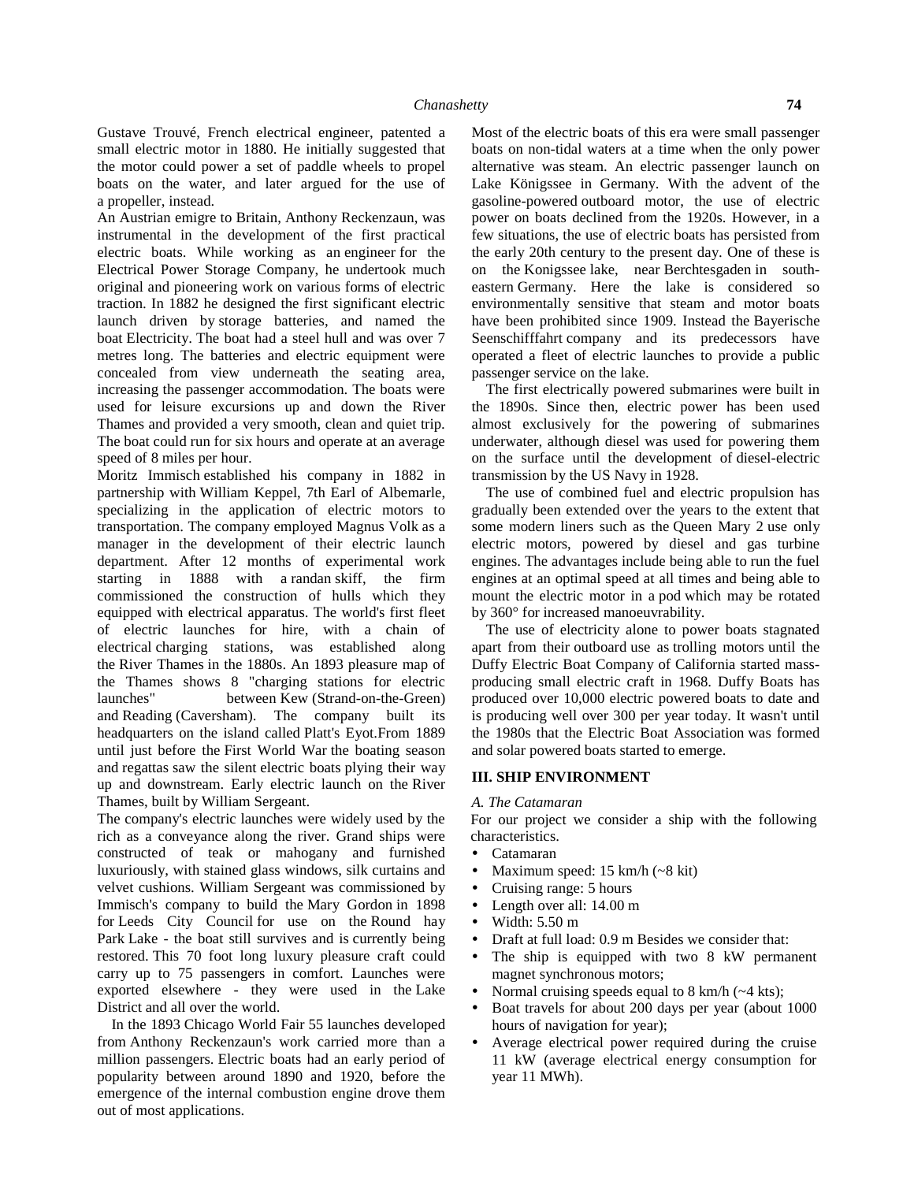Gustave Trouvé, French electrical engineer, patented a small electric motor in 1880. He initially suggested that the motor could power a set of paddle wheels to propel boats on the water, and later argued for the use of a propeller, instead.

An Austrian emigre to Britain, Anthony Reckenzaun, was instrumental in the development of the first practical electric boats. While working as an engineer for the Electrical Power Storage Company, he undertook much original and pioneering work on various forms of electric traction. In 1882 he designed the first significant electric launch driven by storage batteries, and named the boat Electricity. The boat had a steel hull and was over 7 metres long. The batteries and electric equipment were concealed from view underneath the seating area, increasing the passenger accommodation. The boats were used for leisure excursions up and down the River Thames and provided a very smooth, clean and quiet trip. The boat could run for six hours and operate at an average speed of 8 miles per hour.

Moritz Immisch established his company in 1882 in partnership with William Keppel, 7th Earl of Albemarle, specializing in the application of electric motors to transportation. The company employed Magnus Volk as a manager in the development of their electric launch department. After 12 months of experimental work starting in 1888 with a randan skiff, the firm commissioned the construction of hulls which they equipped with electrical apparatus. The world's first fleet of electric launches for hire, with a chain of electrical charging stations, was established along the River Thames in the 1880s. An 1893 pleasure map of the Thames shows 8 "charging stations for electric launches" between Kew (Strand-on-the-Green) and Reading (Caversham). The company built its headquarters on the island called Platt's Eyot.From 1889 until just before the First World War the boating season and regattas saw the silent electric boats plying their way up and downstream. Early electric launch on the River Thames, built by William Sergeant.

The company's electric launches were widely used by the rich as a conveyance along the river. Grand ships were constructed of teak or mahogany and furnished luxuriously, with stained glass windows, silk curtains and velvet cushions. William Sergeant was commissioned by Immisch's company to build the Mary Gordon in 1898 for Leeds City Council for use on the Round hay Park Lake - the boat still survives and is currently being restored. This 70 foot long luxury pleasure craft could carry up to 75 passengers in comfort. Launches were exported elsewhere - they were used in the Lake District and all over the world.

In the 1893 Chicago World Fair 55 launches developed from Anthony Reckenzaun's work carried more than a million passengers. Electric boats had an early period of popularity between around 1890 and 1920, before the emergence of the internal combustion engine drove them out of most applications.

Most of the electric boats of this era were small passenger boats on non-tidal waters at a time when the only power alternative was steam. An electric passenger launch on Lake Königssee in Germany. With the advent of the gasoline-powered outboard motor, the use of electric power on boats declined from the 1920s. However, in a few situations, the use of electric boats has persisted from the early 20th century to the present day. One of these is on the Konigssee lake, near Berchtesgaden in south-eastern Germany. Here the lake is considered so environmentally sensitive that steam and motor boats have been prohibited since 1909. Instead the Bayerische Seenschifffahrt company and its predecessors have operated a fleet of electric launches to provide a public passenger service on the lake.

The first electrically powered submarines were built in the 1890s. Since then, electric power has been used almost exclusively for the powering of submarines underwater, although diesel was used for powering them on the surface until the development of diesel-electric transmission by the US Navy in 1928.

The use of combined fuel and electric propulsion has gradually been extended over the years to the extent that some modern liners such as the Queen Mary 2 use only electric motors, powered by diesel and gas turbine engines. The advantages include being able to run the fuel engines at an optimal speed at all times and being able to mount the electric motor in a pod which may be rotated by 360° for increased manoeuvrability.

The use of electricity alone to power boats stagnated apart from their outboard use as trolling motors until the Duffy Electric Boat Company of California started mass-producing small electric craft in 1968. Duffy Boats has produced over 10,000 electric powered boats to date and is producing well over 300 per year today. It wasn't until the 1980s that the Electric Boat Association was formed and solar powered boats started to emerge.

## III. SHIP ENVIRONMENT

### *A. The Catamaran*

For our project we consider a ship with the following characteristics.

- Catamaran
- Maximum speed: 15 km/h (~8 kit)
- Cruising range: 5 hours
- Length over all: 14.00 m
- Width: 5.50 m
- Draft at full load: 0.9 m Besides we consider that:
- The ship is equipped with two 8 kW permanent magnet synchronous motors;
- Normal cruising speeds equal to 8 km/h (~4 kts);
- Boat travels for about 200 days per year (about 1000 hours of navigation for year);
- Average electrical power required during the cruise 11 kW (average electrical energy consumption for year 11 MWh).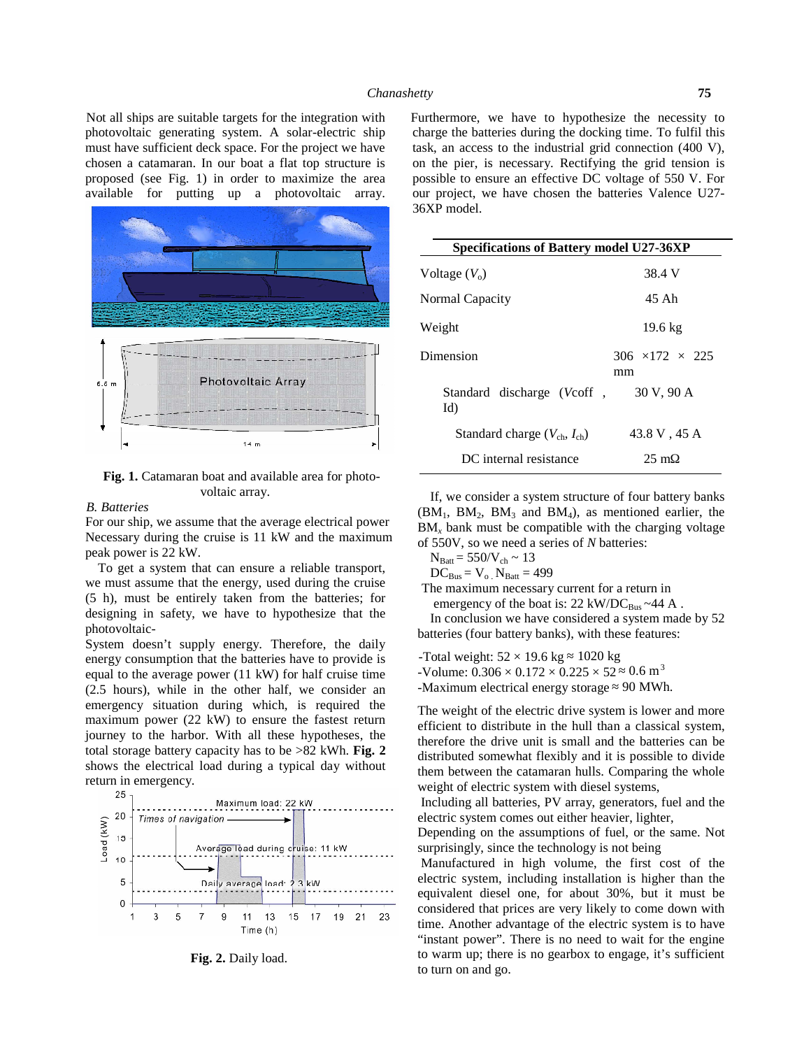Not all ships are suitable targets for the integration with photovoltaic generating system. A solar-electric ship must have sufficient deck space. For the project we have chosen a catamaran. In our boat a flat top structure is proposed (see Fig. 1) in order to maximize the area available for putting up a photovoltaic array.

**Fig. 1.** Catamaran boat and available area for photovoltaic array.

*B. Batteries*

For our ship, we assume that the average electrical power Necessary during the cruise is 11 kW and the maximum peak power is 22 kW.

To get a system that can ensure a reliable transport, we must assume that the energy, used during the cruise (5 h), must be entirely taken from the batteries; for designing in safety, we have to hypothesize that the photovoltaic-

System doesn't supply energy. Therefore, the daily energy consumption that the batteries have to provide is equal to the average power (11 kW) for half cruise time (2.5 hours), while in the other half, we consider an emergency situation during which, is required the maximum power (22 kW) to ensure the fastest return journey to the harbor. With all these hypotheses, the total storage battery capacity has to be >82 kWh. **Fig. 2** shows the electrical load during a typical day without return in emergency.

**Fig. 2.** Daily load.

Furthermore, we have to hypothesize the necessity to charge the batteries during the docking time. To fulfil this task, an access to the industrial grid connection (400 V), on the pier, is necessary. Rectifying the grid tension is possible to ensure an effective DC voltage of 550 V. For our project, we have chosen the batteries Valence U27-36XP model.

| Specifications of Battery model U27-36XP | |
|---|---|
| Voltage ($V_o$) | 38.4 V |
| Normal Capacity | 45 Ah |
| Weight | 19.6 kg |
| Dimension | 306 ×172 × 225 mm |
| Standard discharge (Vcoff , Id) | 30 V, 90 A |
| Standard charge ($V_{ch}$, $I_{ch}$) | 43.8 V , 45 A |
| DC internal resistance | 25 mΩ |

If, we consider a system structure of four battery banks ($BM_1$, $BM_2$, $BM_3$ and $BM_4$), as mentioned earlier, the $BM_x$ bank must be compatible with the charging voltage of 550V, so we need a series of *N* batteries:

$N_{Batt} = 550/V_{ch} \sim 13$

$DC_{Bus} = V_o \cdot N_{Batt} = 499$

The maximum necessary current for a return in emergency of the boat is: 22 kW/$DC_{Bus}$ ~44 A .

In conclusion we have considered a system made by 52 batteries (four battery banks), with these features:

-Total weight: $52 \times 19.6$ kg ≈ 1020 kg
-Volume: $0.306 \times 0.172 \times 0.225 \times 52 \approx 0.6$ m$^3$
-Maximum electrical energy storage ≈ 90 MWh.

The weight of the electric drive system is lower and more efficient to distribute in the hull than a classical system, therefore the drive unit is small and the batteries can be distributed somewhat flexibly and it is possible to divide them between the catamaran hulls. Comparing the whole weight of electric system with diesel systems,

Including all batteries, PV array, generators, fuel and the electric system comes out either heavier, lighter,

Depending on the assumptions of fuel, or the same. Not surprisingly, since the technology is not being

Manufactured in high volume, the first cost of the electric system, including installation is higher than the equivalent diesel one, for about 30%, but it must be considered that prices are very likely to come down with time. Another advantage of the electric system is to have "instant power". There is no need to wait for the engine to warm up; there is no gearbox to engage, it's sufficient to turn on and go.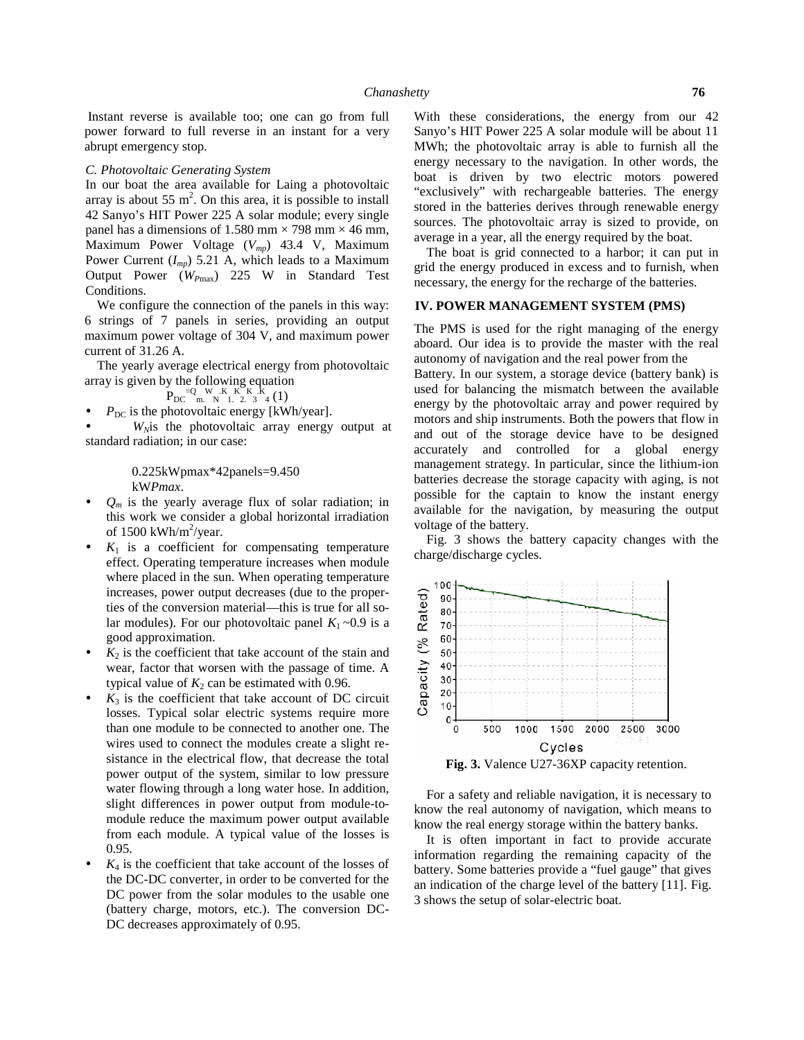Instant reverse is available too; one can go from full power forward to full reverse in an instant for a very abrupt emergency stop.

### *C. Photovoltaic Generating System*

In our boat the area available for Laing a photovoltaic array is about 55 $m^2$. On this area, it is possible to install 42 Sanyo's HIT Power 225 A solar module; every single panel has a dimensions of 1.580 mm × 798 mm × 46 mm, Maximum Power Voltage ($V_{mp}$) 43.4 V, Maximum Power Current ($I_{mp}$) 5.21 A, which leads to a Maximum Output Power ($W_{P\max}$) 225 W in Standard Test Conditions.

We configure the connection of the panels in this way: 6 strings of 7 panels in series, providing an output maximum power voltage of 304 V, and maximum power current of 31.26 A.

The yearly average electrical energy from photovoltaic array is given by the following equation

$$P_{DC} = Q_m \cdot W_N \cdot K_1 \cdot K_2 \cdot K_3 \cdot K_4 \quad (1)$$

- $P_{DC}$ is the photovoltaic energy [kWh/year].
- $W_N$ is the photovoltaic array energy output at standard radiation; in our case:

  0.225kWpmax*42panels=9.450 kW*Pmax*.

- $Q_m$ is the yearly average flux of solar radiation; in this work we consider a global horizontal irradiation of 1500 kWh/$m^2$/year.
- $K_1$ is a coefficient for compensating temperature effect. Operating temperature increases when module where placed in the sun. When operating temperature increases, power output decreases (due to the properties of the conversion material—this is true for all solar modules). For our photovoltaic panel $K_1$ ~0.9 is a good approximation.
- $K_2$ is the coefficient that take account of the stain and wear, factor that worsen with the passage of time. A typical value of $K_2$ can be estimated with 0.96.
- $K_3$ is the coefficient that take account of DC circuit losses. Typical solar electric systems require more than one module to be connected to another one. The wires used to connect the modules create a slight resistance in the electrical flow, that decrease the total power output of the system, similar to low pressure water flowing through a long water hose. In addition, slight differences in power output from module-to-module reduce the maximum power output available from each module. A typical value of the losses is 0.95.
- $K_4$ is the coefficient that take account of the losses of the DC-DC converter, in order to be converted for the DC power from the solar modules to the usable one (battery charge, motors, etc.). The conversion DC-DC decreases approximately of 0.95.

With these considerations, the energy from our 42 Sanyo's HIT Power 225 A solar module will be about 11 MWh; the photovoltaic array is able to furnish all the energy necessary to the navigation. In other words, the boat is driven by two electric motors powered "exclusively" with rechargeable batteries. The energy stored in the batteries derives through renewable energy sources. The photovoltaic array is sized to provide, on average in a year, all the energy required by the boat.

The boat is grid connected to a harbor; it can put in grid the energy produced in excess and to furnish, when necessary, the energy for the recharge of the batteries.

## IV. POWER MANAGEMENT SYSTEM (PMS)

The PMS is used for the right managing of the energy aboard. Our idea is to provide the master with the real autonomy of navigation and the real power from the Battery. In our system, a storage device (battery bank) is used for balancing the mismatch between the available energy by the photovoltaic array and power required by motors and ship instruments. Both the powers that flow in and out of the storage device have to be designed accurately and controlled for a global energy management strategy. In particular, since the lithium-ion batteries decrease the storage capacity with aging, is not possible for the captain to know the instant energy available for the navigation, by measuring the output voltage of the battery.

Fig. 3 shows the battery capacity changes with the charge/discharge cycles.

**Fig. 3.** Valence U27-36XP capacity retention.

For a safety and reliable navigation, it is necessary to know the real autonomy of navigation, which means to know the real energy storage within the battery banks.

It is often important in fact to provide accurate information regarding the remaining capacity of the battery. Some batteries provide a "fuel gauge" that gives an indication of the charge level of the battery [11]. Fig. 3 shows the setup of solar-electric boat.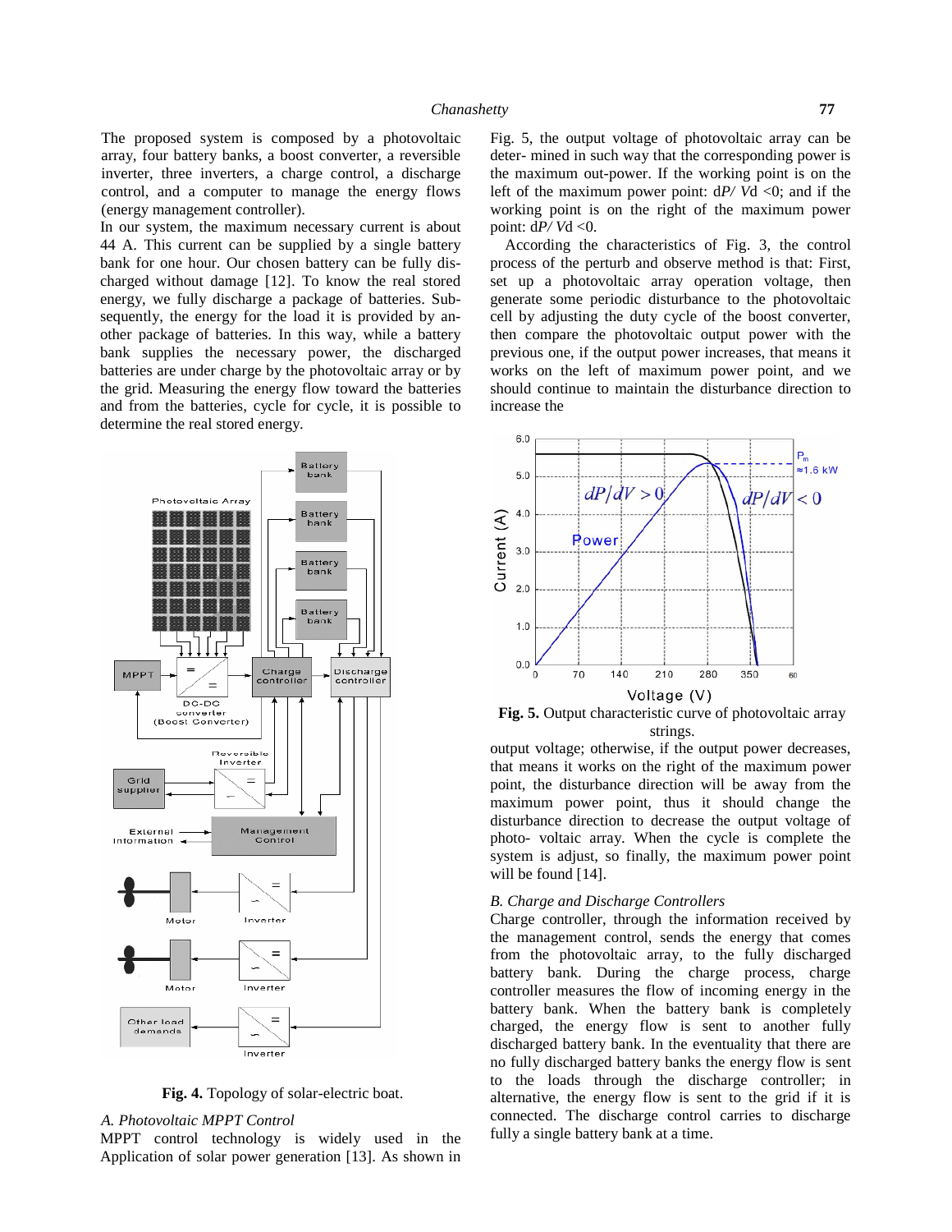The proposed system is composed by a photovoltaic array, four battery banks, a boost converter, a reversible inverter, three inverters, a charge control, a discharge control, and a computer to manage the energy flows (energy management controller).

In our system, the maximum necessary current is about 44 A. This current can be supplied by a single battery bank for one hour. Our chosen battery can be fully dis- charged without damage [12]. To know the real stored energy, we fully discharge a package of batteries. Sub- sequently, the energy for the load it is provided by an- other package of batteries. In this way, while a battery bank supplies the necessary power, the discharged batteries are under charge by the photovoltaic array or by the grid. Measuring the energy flow toward the batteries and from the batteries, cycle for cycle, it is possible to determine the real stored energy.

**Fig. 4.** Topology of solar-electric boat.

### *A. Photovoltaic MPPT Control*

MPPT control technology is widely used in the Application of solar power generation [13]. As shown in Fig. 5, the output voltage of photovoltaic array can be deter- mined in such way that the corresponding power is the maximum out-power. If the working point is on the left of the maximum power point: d*P/ V*d <0; and if the working point is on the right of the maximum power point: d*P/ V*d <0.

According the characteristics of Fig. 3, the control process of the perturb and observe method is that: First, set up a photovoltaic array operation voltage, then generate some periodic disturbance to the photovoltaic cell by adjusting the duty cycle of the boost converter, then compare the photovoltaic output power with the previous one, if the output power increases, that means it works on the left of maximum power point, and we should continue to maintain the disturbance direction to increase the output voltage; otherwise, if the output power decreases, that means it works on the right of the maximum power point, the disturbance direction will be away from the maximum power point, thus it should change the disturbance direction to decrease the output voltage of photo- voltaic array. When the cycle is complete the system is adjust, so finally, the maximum power point will be found [14].

**Fig. 5.** Output characteristic curve of photovoltaic array strings.

### *B. Charge and Discharge Controllers*

Charge controller, through the information received by the management control, sends the energy that comes from the photovoltaic array, to the fully discharged battery bank. During the charge process, charge controller measures the flow of incoming energy in the battery bank. When the battery bank is completely charged, the energy flow is sent to another fully discharged battery bank. In the eventuality that there are no fully discharged battery banks the energy flow is sent to the loads through the discharge controller; in alternative, the energy flow is sent to the grid if it is connected. The discharge control carries to discharge fully a single battery bank at a time.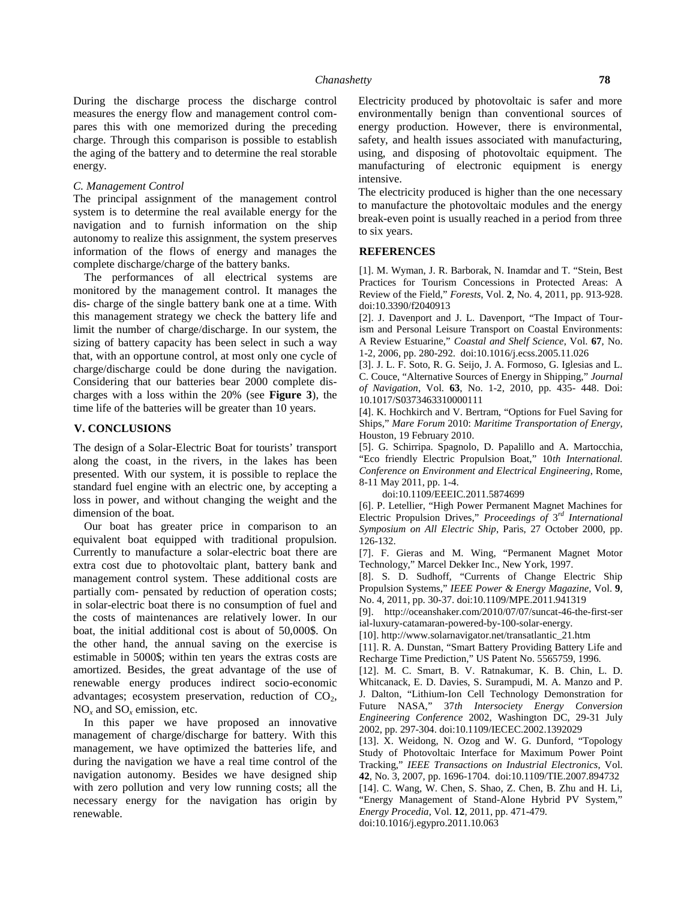During the discharge process the discharge control measures the energy flow and management control compares this with one memorized during the preceding charge. Through this comparison is possible to establish the aging of the battery and to determine the real storable energy.

### *C. Management Control*

The principal assignment of the management control system is to determine the real available energy for the navigation and to furnish information on the ship autonomy to realize this assignment, the system preserves information of the flows of energy and manages the complete discharge/charge of the battery banks.

The performances of all electrical systems are monitored by the management control. It manages the dis- charge of the single battery bank one at a time. With this management strategy we check the battery life and limit the number of charge/discharge. In our system, the sizing of battery capacity has been select in such a way that, with an opportune control, at most only one cycle of charge/discharge could be done during the navigation. Considering that our batteries bear 2000 complete discharges with a loss within the 20% (see **Figure 3**), the time life of the batteries will be greater than 10 years.

## V. CONCLUSIONS

The design of a Solar-Electric Boat for tourists' transport along the coast, in the rivers, in the lakes has been presented. With our system, it is possible to replace the standard fuel engine with an electric one, by accepting a loss in power, and without changing the weight and the dimension of the boat.

Our boat has greater price in comparison to an equivalent boat equipped with traditional propulsion. Currently to manufacture a solar-electric boat there are extra cost due to photovoltaic plant, battery bank and management control system. These additional costs are partially com- pensated by reduction of operation costs; in solar-electric boat there is no consumption of fuel and the costs of maintenances are relatively lower. In our boat, the initial additional cost is about of 50,000$. On the other hand, the annual saving on the exercise is estimable in 5000$; within ten years the extras costs are amortized. Besides, the great advantage of the use of renewable energy produces indirect socio-economic advantages; ecosystem preservation, reduction of $CO_2$, $NO_x$ and $SO_x$ emission, etc.

In this paper we have proposed an innovative management of charge/discharge for battery. With this management, we have optimized the batteries life, and during the navigation we have a real time control of the navigation autonomy. Besides we have designed ship with zero pollution and very low running costs; all the necessary energy for the navigation has origin by renewable.

Electricity produced by photovoltaic is safer and more environmentally benign than conventional sources of energy production. However, there is environmental, safety, and health issues associated with manufacturing, using, and disposing of photovoltaic equipment. The manufacturing of electronic equipment is energy intensive.

The electricity produced is higher than the one necessary to manufacture the photovoltaic modules and the energy break-even point is usually reached in a period from three to six years.

## REFERENCES

[1]. M. Wyman, J. R. Barborak, N. Inamdar and T. "Stein, Best Practices for Tourism Concessions in Protected Areas: A Review of the Field," *Forests*, Vol. **2**, No. 4, 2011, pp. 913-928. doi:10.3390/f2040913

[2]. J. Davenport and J. L. Davenport, "The Impact of Tourism and Personal Leisure Transport on Coastal Environments: A Review Estuarine," *Coastal and Shelf Science*, Vol. **67**, No. 1-2, 2006, pp. 280-292. doi:10.1016/j.ecss.2005.11.026

[3]. J. L. F. Soto, R. G. Seijo, J. A. Formoso, G. Iglesias and L. C. Couce, "Alternative Sources of Energy in Shipping," *Journal of Navigation*, Vol. **63**, No. 1-2, 2010, pp. 435- 448. Doi: 10.1017/S0373463310000111

[4]. K. Hochkirch and V. Bertram, "Options for Fuel Saving for Ships," *Mare Forum* 2010: *Maritime Transportation of Energy*, Houston, 19 February 2010.

[5]. G. Schirripa. Spagnolo, D. Papalillo and A. Martocchia, "Eco friendly Electric Propulsion Boat," 10*th International. Conference on Environment and Electrical Engineering*, Rome, 8-11 May 2011, pp. 1-4.
doi:10.1109/EEEIC.2011.5874699

[6]. P. Letellier, "High Power Permanent Magnet Machines for Electric Propulsion Drives," *Proceedings of* 3*rd International Symposium on All Electric Ship*, Paris, 27 October 2000, pp. 126-132.

[7]. F. Gieras and M. Wing, "Permanent Magnet Motor Technology," Marcel Dekker Inc., New York, 1997.

[8]. S. D. Sudhoff, "Currents of Change Electric Ship Propulsion Systems," *IEEE Power & Energy Magazine*, Vol. **9**, No. 4, 2011, pp. 30-37. doi:10.1109/MPE.2011.941319

[9]. http://oceanshaker.com/2010/07/07/suncat-46-the-first-serial-luxury-catamaran-powered-by-100-solar-energy.

[10]. http://www.solarnavigator.net/transatlantic_21.htm

[11]. R. A. Dunstan, "Smart Battery Providing Battery Life and Recharge Time Prediction," US Patent No. 5565759, 1996.

[12]. M. C. Smart, B. V. Ratnakumar, K. B. Chin, L. D. Whitcanack, E. D. Davies, S. Surampudi, M. A. Manzo and P. J. Dalton, "Lithium-Ion Cell Technology Demonstration for Future NASA," 37*th Intersociety Energy Conversion Engineering Conference* 2002, Washington DC, 29-31 July 2002, pp. 297-304. doi:10.1109/IECEC.2002.1392029

[13]. X. Weidong, N. Ozog and W. G. Dunford, "Topology Study of Photovoltaic Interface for Maximum Power Point Tracking," *IEEE Transactions on Industrial Electronics*, Vol. **42**, No. 3, 2007, pp. 1696-1704. doi:10.1109/TIE.2007.894732

[14]. C. Wang, W. Chen, S. Shao, Z. Chen, B. Zhu and H. Li, "Energy Management of Stand-Alone Hybrid PV System," *Energy Procedia*, Vol. **12**, 2011, pp. 471-479.
doi:10.1016/j.egypro.2011.10.063